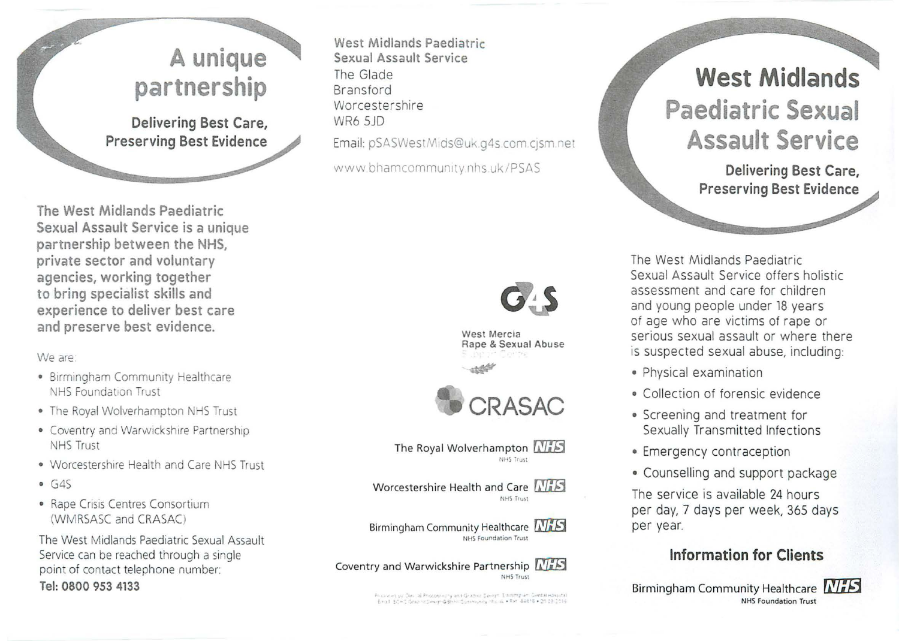# A unique partnership

**Delivering Best Care, Preserving Best Evidence**

**The West Midlands Paediatric Sexual Assault Service is a unique partnership between the NHS, private sector and voluntary agencies, working together to bring specialist skills and experience to deliver best care and preserve best evidence.**

We are:

- Birmingham Community Healthcare NHS Foundation Trust
- The Royal Wolverhampton NHS Trust
- Coventry and Warwickshire Partnership NHS Trust
- Worcestershire Health and Care NHS Trust
- G4S
- Rape Crisis Centres Consortium (WMRSASC and CRASAC)

The West Midlands Paediatric Sexual Assault Service can be reached through a single point of contact telephone number:

**Tel: 0800 953 4133**

**West Midlands Paediatric Sexual Assault Service**
The Glade
Bransford
Worcestershire
WR6 5JD

Email: pSASWestMids@uk.g4s.com.cjsm.net

www.bhamcommunity.nhs.uk/PSAS

G4S

West Mercia Rape & Sexual Abuse Support Centre

CRASAC

The Royal Wolverhampton NHS Trust

Worcestershire Health and Care NHS Trust

Birmingham Community Healthcare NHS Foundation Trust

Coventry and Warwickshire Partnership NHS Trust

# West Midlands Paediatric Sexual Assault Service

**Delivering Best Care, Preserving Best Evidence**

The West Midlands Paediatric Sexual Assault Service offers holistic assessment and care for children and young people under 18 years of age who are victims of rape or serious sexual assault or where there is suspected sexual abuse, including:

- Physical examination
- Collection of forensic evidence
- Screening and treatment for Sexually Transmitted Infections
- Emergency contraception
- Counselling and support package

The service is available 24 hours per day, 7 days per week, 365 days per year.

## Information for Clients

Birmingham Community Healthcare NHS Foundation Trust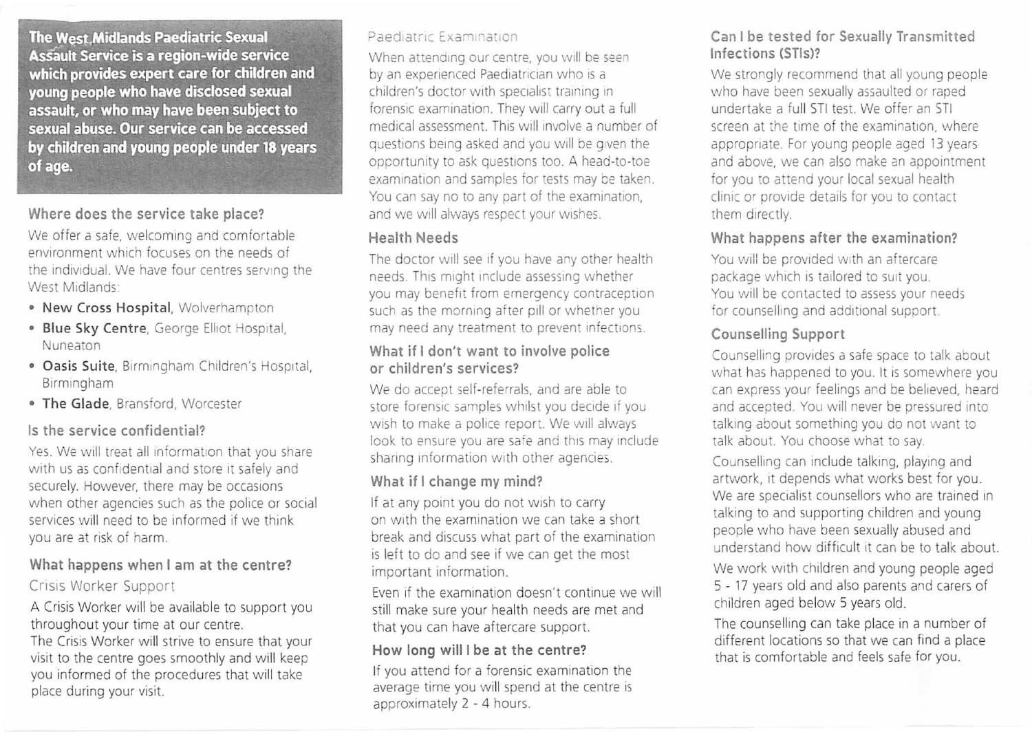**The West Midlands Paediatric Sexual Assault Service is a region-wide service which provides expert care for children and young people who have disclosed sexual assault, or who may have been subject to sexual abuse. Our service can be accessed by children and young people under 18 years of age.**

## Where does the service take place?

We offer a safe, welcoming and comfortable environment which focuses on the needs of the individual. We have four centres serving the West Midlands:

- **New Cross Hospital**, Wolverhampton
- **Blue Sky Centre**, George Elliot Hospital, Nuneaton
- **Oasis Suite**, Birmingham Children's Hospital, Birmingham
- **The Glade**, Bransford, Worcester

## Is the service confidential?

Yes. We will treat all information that you share with us as confidential and store it safely and securely. However, there may be occasions when other agencies such as the police or social services will need to be informed if we think you are at risk of harm.

## What happens when I am at the centre?

### Crisis Worker Support

A Crisis Worker will be available to support you throughout your time at our centre.
The Crisis Worker will strive to ensure that your visit to the centre goes smoothly and will keep you informed of the procedures that will take place during your visit.

### Paediatric Examination

When attending our centre, you will be seen by an experienced Paediatrician who is a children's doctor with specialist training in forensic examination. They will carry out a full medical assessment. This will involve a number of questions being asked and you will be given the opportunity to ask questions too. A head-to-toe examination and samples for tests may be taken. You can say no to any part of the examination, and we will always respect your wishes.

### Health Needs

The doctor will see if you have any other health needs. This might include assessing whether you may benefit from emergency contraception such as the morning after pill or whether you may need any treatment to prevent infections.

## What if I don't want to involve police or children's services?

We do accept self-referrals, and are able to store forensic samples whilst you decide if you wish to make a police report. We will always look to ensure you are safe and this may include sharing information with other agencies.

## What if I change my mind?

If at any point you do not wish to carry on with the examination we can take a short break and discuss what part of the examination is left to do and see if we can get the most important information.

Even if the examination doesn't continue we will still make sure your health needs are met and that you can have aftercare support.

## How long will I be at the centre?

If you attend for a forensic examination the average time you will spend at the centre is approximately 2 - 4 hours.

## Can I be tested for Sexually Transmitted Infections (STIs)?

We strongly recommend that all young people who have been sexually assaulted or raped undertake a full STI test. We offer an STI screen at the time of the examination, where appropriate. For young people aged 13 years and above, we can also make an appointment for you to attend your local sexual health clinic or provide details for you to contact them directly.

## What happens after the examination?

You will be provided with an aftercare package which is tailored to suit you.
You will be contacted to assess your needs for counselling and additional support.

### Counselling Support

Counselling provides a safe space to talk about what has happened to you. It is somewhere you can express your feelings and be believed, heard and accepted. You will never be pressured into talking about something you do not want to talk about. You choose what to say.

Counselling can include talking, playing and artwork, it depends what works best for you. We are specialist counsellors who are trained in talking to and supporting children and young people who have been sexually abused and understand how difficult it can be to talk about.

We work with children and young people aged 5 - 17 years old and also parents and carers of children aged below 5 years old.

The counselling can take place in a number of different locations so that we can find a place that is comfortable and feels safe for you.